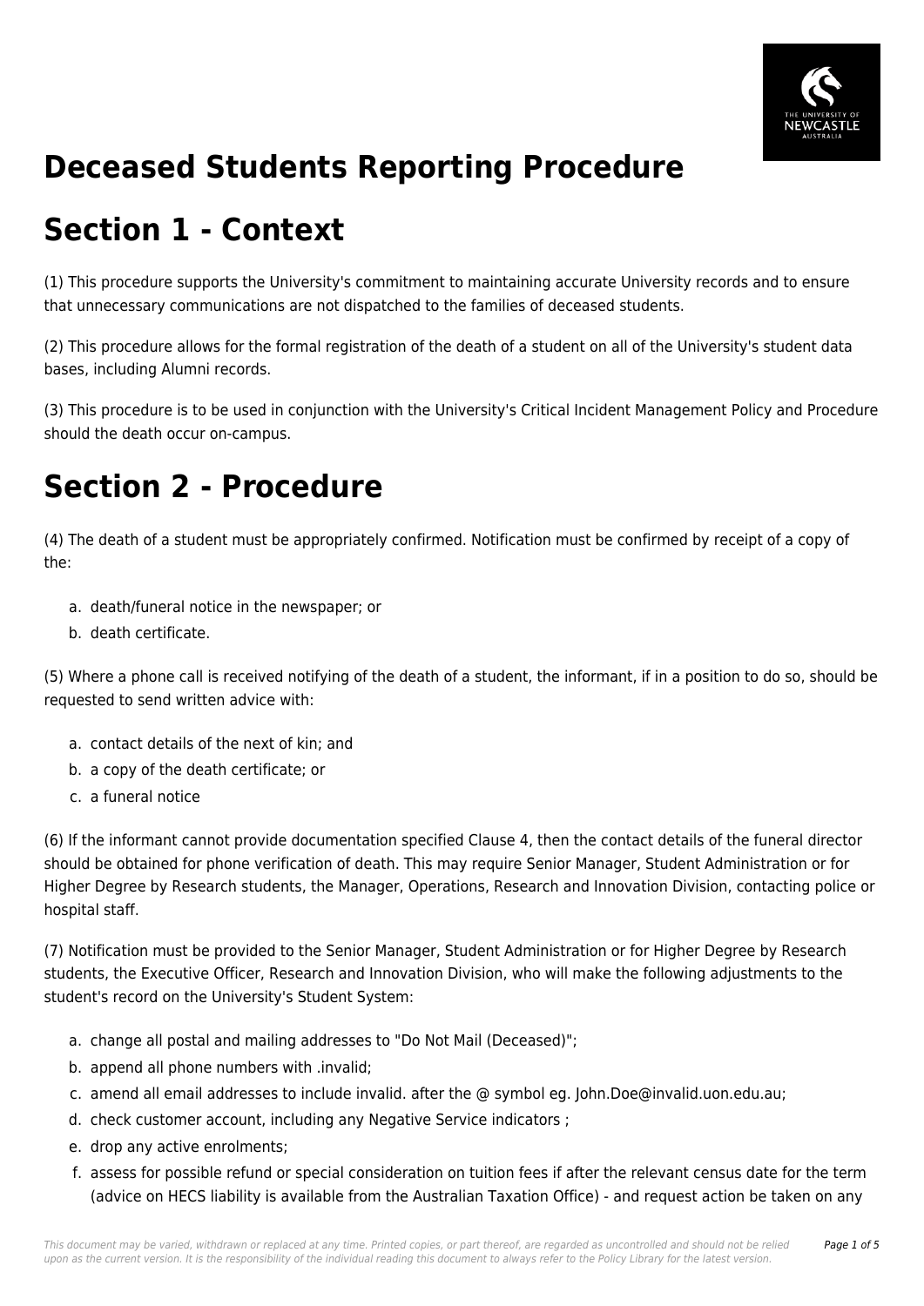# Deceased Students Reporting Procedure

# Section 1 - Context

(1) This procedure supports the University's commitment to maintaining accurate University records and to ensure that unnecessary communications are not dispatched to the families of deceased students.

(2) This procedure allows for the formal registration of the death of a student on all of the University's student data bases, including Alumni records.

(3) This procedure is to be used in conjunction with the University's Critical Incident Management Policy and Procedure should the death occur on-campus.

# Section 2 - Procedure

(4) The death of a student must be appropriately confirmed. Notification must be confirmed by receipt of a copy of the:

a. death/funeral notice in the newspaper; or
b. death certificate.

(5) Where a phone call is received notifying of the death of a student, the informant, if in a position to do so, should be requested to send written advice with:

a. contact details of the next of kin; and
b. a copy of the death certificate; or
c. a funeral notice

(6) If the informant cannot provide documentation specified Clause 4, then the contact details of the funeral director should be obtained for phone verification of death. This may require Senior Manager, Student Administration or for Higher Degree by Research students, the Manager, Operations, Research and Innovation Division, contacting police or hospital staff.

(7) Notification must be provided to the Senior Manager, Student Administration or for Higher Degree by Research students, the Executive Officer, Research and Innovation Division, who will make the following adjustments to the student's record on the University's Student System:

a. change all postal and mailing addresses to "Do Not Mail (Deceased)";
b. append all phone numbers with .invalid;
c. amend all email addresses to include invalid. after the @ symbol eg. John.Doe@invalid.uon.edu.au;
d. check customer account, including any Negative Service indicators ;
e. drop any active enrolments;
f. assess for possible refund or special consideration on tuition fees if after the relevant census date for the term (advice on HECS liability is available from the Australian Taxation Office) - and request action be taken on any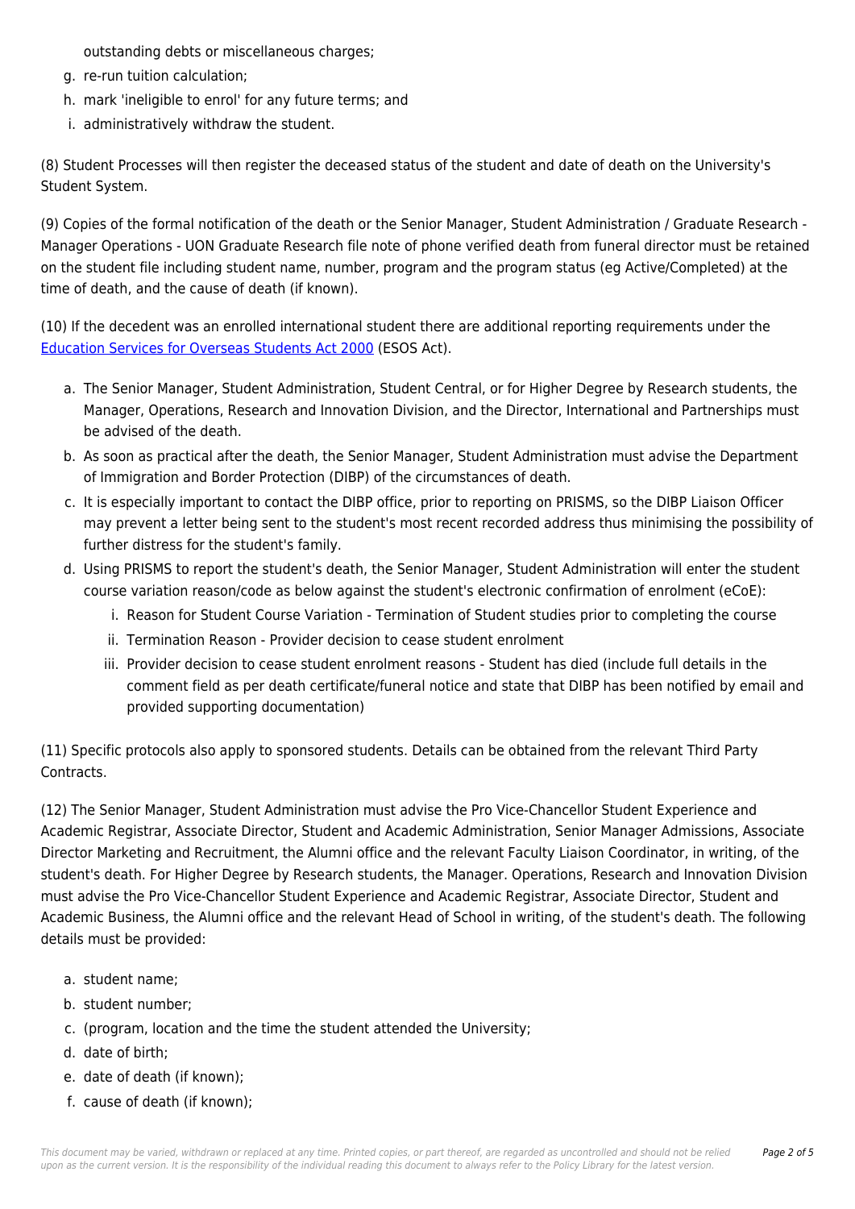outstanding debts or miscellaneous charges;

g. re-run tuition calculation;
h. mark 'ineligible to enrol' for any future terms; and
i. administratively withdraw the student.

(8) Student Processes will then register the deceased status of the student and date of death on the University's Student System.

(9) Copies of the formal notification of the death or the Senior Manager, Student Administration / Graduate Research - Manager Operations - UON Graduate Research file note of phone verified death from funeral director must be retained on the student file including student name, number, program and the program status (eg Active/Completed) at the time of death, and the cause of death (if known).

(10) If the decedent was an enrolled international student there are additional reporting requirements under the Education Services for Overseas Students Act 2000 (ESOS Act).

a. The Senior Manager, Student Administration, Student Central, or for Higher Degree by Research students, the Manager, Operations, Research and Innovation Division, and the Director, International and Partnerships must be advised of the death.
b. As soon as practical after the death, the Senior Manager, Student Administration must advise the Department of Immigration and Border Protection (DIBP) of the circumstances of death.
c. It is especially important to contact the DIBP office, prior to reporting on PRISMS, so the DIBP Liaison Officer may prevent a letter being sent to the student's most recent recorded address thus minimising the possibility of further distress for the student's family.
d. Using PRISMS to report the student's death, the Senior Manager, Student Administration will enter the student course variation reason/code as below against the student's electronic confirmation of enrolment (eCoE):
    i. Reason for Student Course Variation - Termination of Student studies prior to completing the course
    ii. Termination Reason - Provider decision to cease student enrolment
    iii. Provider decision to cease student enrolment reasons - Student has died (include full details in the comment field as per death certificate/funeral notice and state that DIBP has been notified by email and provided supporting documentation)

(11) Specific protocols also apply to sponsored students. Details can be obtained from the relevant Third Party Contracts.

(12) The Senior Manager, Student Administration must advise the Pro Vice-Chancellor Student Experience and Academic Registrar, Associate Director, Student and Academic Administration, Senior Manager Admissions, Associate Director Marketing and Recruitment, the Alumni office and the relevant Faculty Liaison Coordinator, in writing, of the student's death. For Higher Degree by Research students, the Manager. Operations, Research and Innovation Division must advise the Pro Vice-Chancellor Student Experience and Academic Registrar, Associate Director, Student and Academic Business, the Alumni office and the relevant Head of School in writing, of the student's death. The following details must be provided:

a. student name;
b. student number;
c. (program, location and the time the student attended the University;
d. date of birth;
e. date of death (if known);
f. cause of death (if known);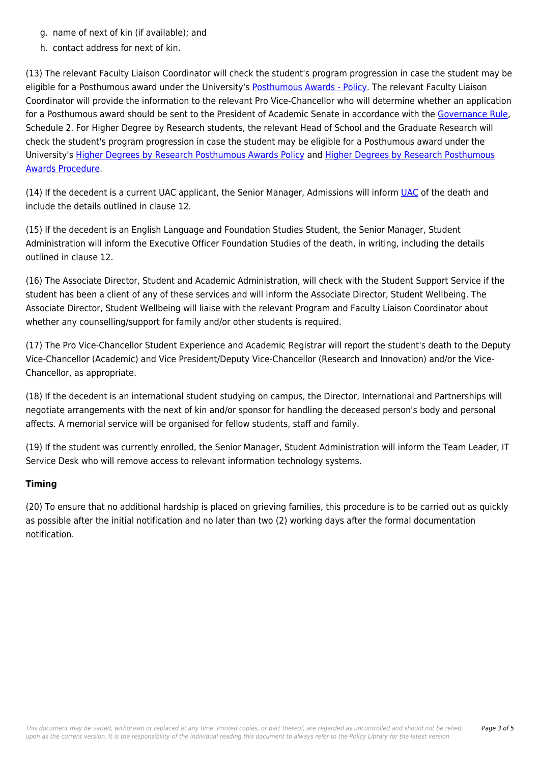g. name of next of kin (if available); and
h. contact address for next of kin.

(13) The relevant Faculty Liaison Coordinator will check the student's program progression in case the student may be eligible for a Posthumous award under the University's Posthumous Awards - Policy. The relevant Faculty Liaison Coordinator will provide the information to the relevant Pro Vice-Chancellor who will determine whether an application for a Posthumous award should be sent to the President of Academic Senate in accordance with the Governance Rule, Schedule 2. For Higher Degree by Research students, the relevant Head of School and the Graduate Research will check the student's program progression in case the student may be eligible for a Posthumous award under the University's Higher Degrees by Research Posthumous Awards Policy and Higher Degrees by Research Posthumous Awards Procedure.

(14) If the decedent is a current UAC applicant, the Senior Manager, Admissions will inform UAC of the death and include the details outlined in clause 12.

(15) If the decedent is an English Language and Foundation Studies Student, the Senior Manager, Student Administration will inform the Executive Officer Foundation Studies of the death, in writing, including the details outlined in clause 12.

(16) The Associate Director, Student and Academic Administration, will check with the Student Support Service if the student has been a client of any of these services and will inform the Associate Director, Student Wellbeing. The Associate Director, Student Wellbeing will liaise with the relevant Program and Faculty Liaison Coordinator about whether any counselling/support for family and/or other students is required.

(17) The Pro Vice-Chancellor Student Experience and Academic Registrar will report the student's death to the Deputy Vice-Chancellor (Academic) and Vice President/Deputy Vice-Chancellor (Research and Innovation) and/or the Vice-Chancellor, as appropriate.

(18) If the decedent is an international student studying on campus, the Director, International and Partnerships will negotiate arrangements with the next of kin and/or sponsor for handling the deceased person's body and personal affects. A memorial service will be organised for fellow students, staff and family.

(19) If the student was currently enrolled, the Senior Manager, Student Administration will inform the Team Leader, IT Service Desk who will remove access to relevant information technology systems.

**Timing**

(20) To ensure that no additional hardship is placed on grieving families, this procedure is to be carried out as quickly as possible after the initial notification and no later than two (2) working days after the formal documentation notification.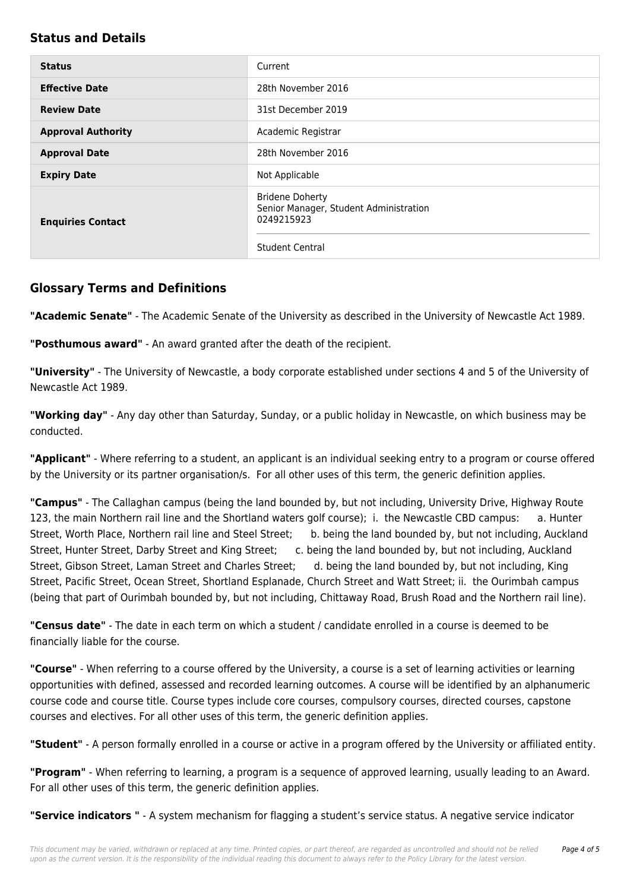## Status and Details

| | |
|---|---|
| **Status** | Current |
| **Effective Date** | 28th November 2016 |
| **Review Date** | 31st December 2019 |
| **Approval Authority** | Academic Registrar |
| **Approval Date** | 28th November 2016 |
| **Expiry Date** | Not Applicable |
| **Enquiries Contact** | Bridene Doherty<br>Senior Manager, Student Administration<br>0249215923<br><br>Student Central |

## Glossary Terms and Definitions

**"Academic Senate"** - The Academic Senate of the University as described in the University of Newcastle Act 1989.

**"Posthumous award"** - An award granted after the death of the recipient.

**"University"** - The University of Newcastle, a body corporate established under sections 4 and 5 of the University of Newcastle Act 1989.

**"Working day"** - Any day other than Saturday, Sunday, or a public holiday in Newcastle, on which business may be conducted.

**"Applicant"** - Where referring to a student, an applicant is an individual seeking entry to a program or course offered by the University or its partner organisation/s. For all other uses of this term, the generic definition applies.

**"Campus"** - The Callaghan campus (being the land bounded by, but not including, University Drive, Highway Route 123, the main Northern rail line and the Shortland waters golf course); i. the Newcastle CBD campus: a. Hunter Street, Worth Place, Northern rail line and Steel Street; b. being the land bounded by, but not including, Auckland Street, Hunter Street, Darby Street and King Street; c. being the land bounded by, but not including, Auckland Street, Gibson Street, Laman Street and Charles Street; d. being the land bounded by, but not including, King Street, Pacific Street, Ocean Street, Shortland Esplanade, Church Street and Watt Street; ii. the Ourimbah campus (being that part of Ourimbah bounded by, but not including, Chittaway Road, Brush Road and the Northern rail line).

**"Census date"** - The date in each term on which a student / candidate enrolled in a course is deemed to be financially liable for the course.

**"Course"** - When referring to a course offered by the University, a course is a set of learning activities or learning opportunities with defined, assessed and recorded learning outcomes. A course will be identified by an alphanumeric course code and course title. Course types include core courses, compulsory courses, directed courses, capstone courses and electives. For all other uses of this term, the generic definition applies.

**"Student"** - A person formally enrolled in a course or active in a program offered by the University or affiliated entity.

**"Program"** - When referring to learning, a program is a sequence of approved learning, usually leading to an Award. For all other uses of this term, the generic definition applies.

**"Service indicators "** - A system mechanism for flagging a student's service status. A negative service indicator

*This document may be varied, withdrawn or replaced at any time. Printed copies, or part thereof, are regarded as uncontrolled and should not be relied upon as the current version. It is the responsibility of the individual reading this document to always refer to the Policy Library for the latest version.*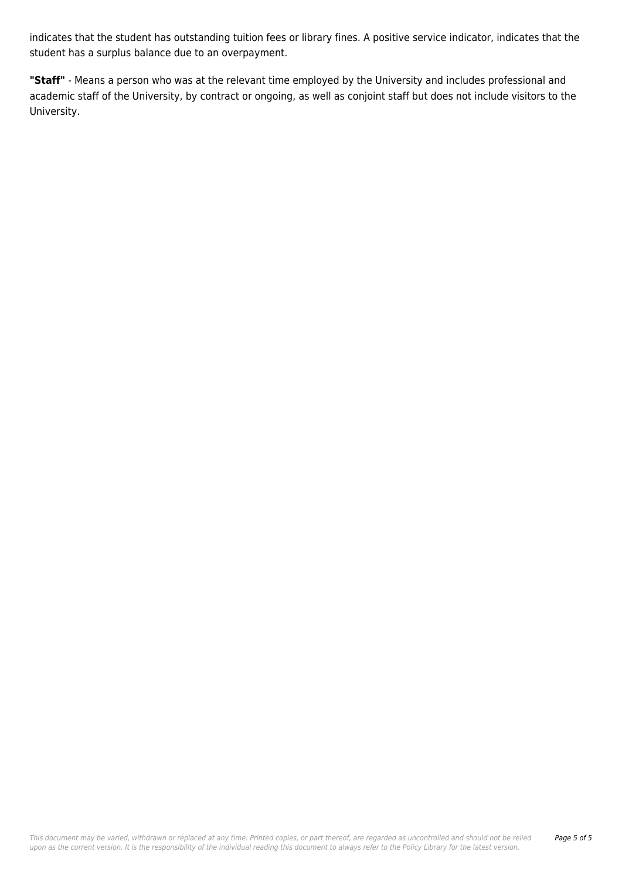indicates that the student has outstanding tuition fees or library fines. A positive service indicator, indicates that the student has a surplus balance due to an overpayment.

**"Staff"** - Means a person who was at the relevant time employed by the University and includes professional and academic staff of the University, by contract or ongoing, as well as conjoint staff but does not include visitors to the University.